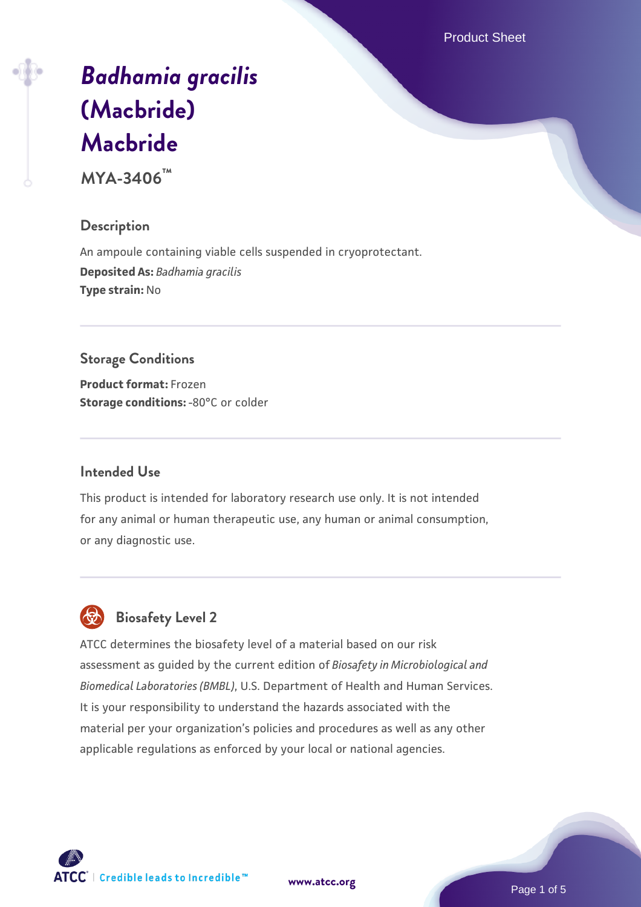# *Badhamia gracilis* (Macbride) Macbride

**MYA-3406™**

## Description

An ampoule containing viable cells suspended in cryoprotectant.

**Deposited As:** *Badhamia gracilis*

**Type strain:** No

## Storage Conditions

**Product format:** Frozen

**Storage conditions:** -80°C or colder

## Intended Use

This product is intended for laboratory research use only. It is not intended for any animal or human therapeutic use, any human or animal consumption, or any diagnostic use.

## Biosafety Level 2

ATCC determines the biosafety level of a material based on our risk assessment as guided by the current edition of *Biosafety in Microbiological and Biomedical Laboratories (BMBL)*, U.S. Department of Health and Human Services. It is your responsibility to understand the hazards associated with the material per your organization's policies and procedures as well as any other applicable regulations as enforced by your local or national agencies.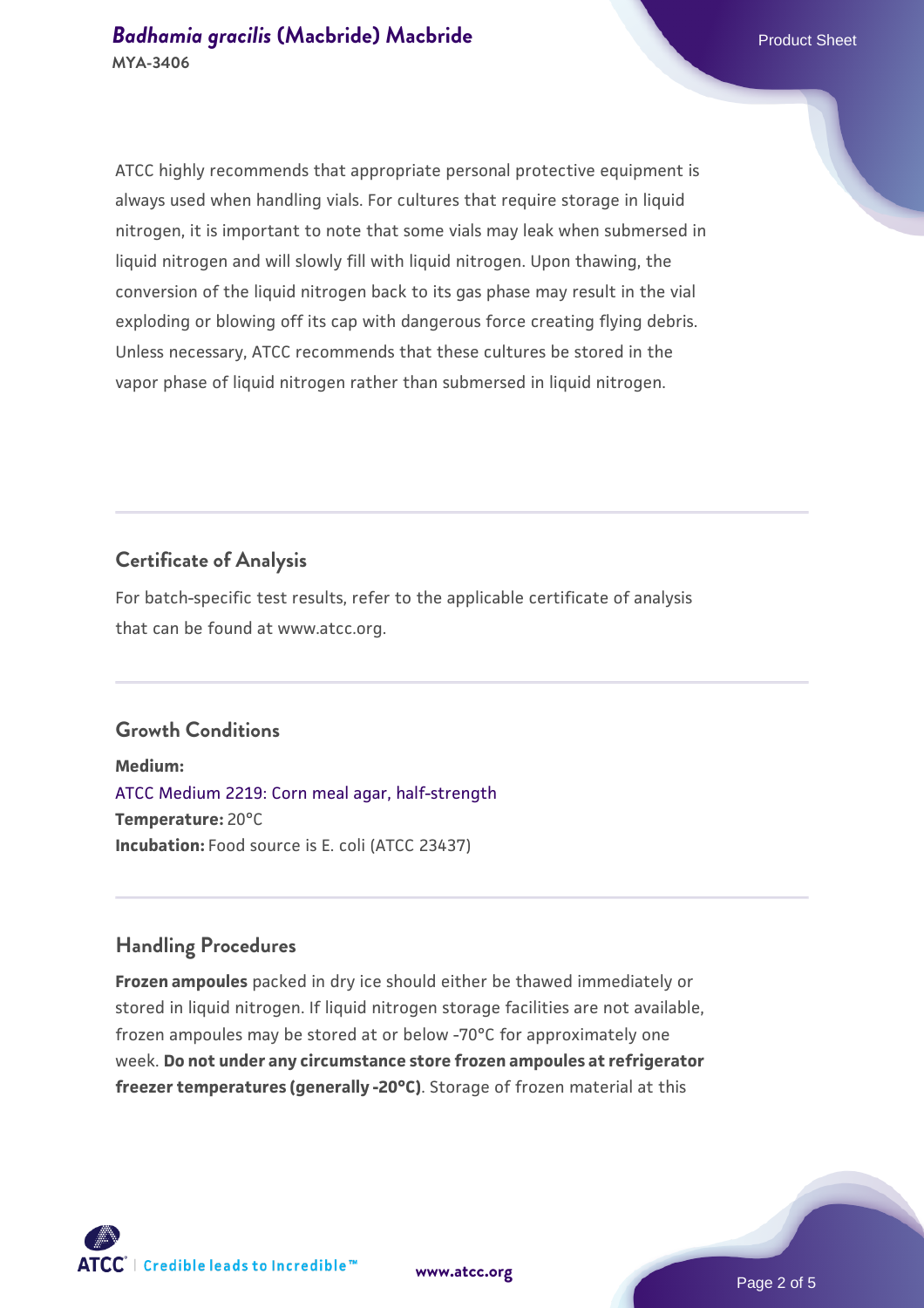ATCC highly recommends that appropriate personal protective equipment is always used when handling vials. For cultures that require storage in liquid nitrogen, it is important to note that some vials may leak when submersed in liquid nitrogen and will slowly fill with liquid nitrogen. Upon thawing, the conversion of the liquid nitrogen back to its gas phase may result in the vial exploding or blowing off its cap with dangerous force creating flying debris. Unless necessary, ATCC recommends that these cultures be stored in the vapor phase of liquid nitrogen rather than submersed in liquid nitrogen.

## Certificate of Analysis

For batch-specific test results, refer to the applicable certificate of analysis that can be found at www.atcc.org.

## Growth Conditions

**Medium:**
ATCC Medium 2219: Corn meal agar, half-strength
**Temperature:** 20°C
**Incubation:** Food source is E. coli (ATCC 23437)

## Handling Procedures

**Frozen ampoules** packed in dry ice should either be thawed immediately or stored in liquid nitrogen. If liquid nitrogen storage facilities are not available, frozen ampoules may be stored at or below -70°C for approximately one week. **Do not under any circumstance store frozen ampoules at refrigerator freezer temperatures (generally -20°C)**. Storage of frozen material at this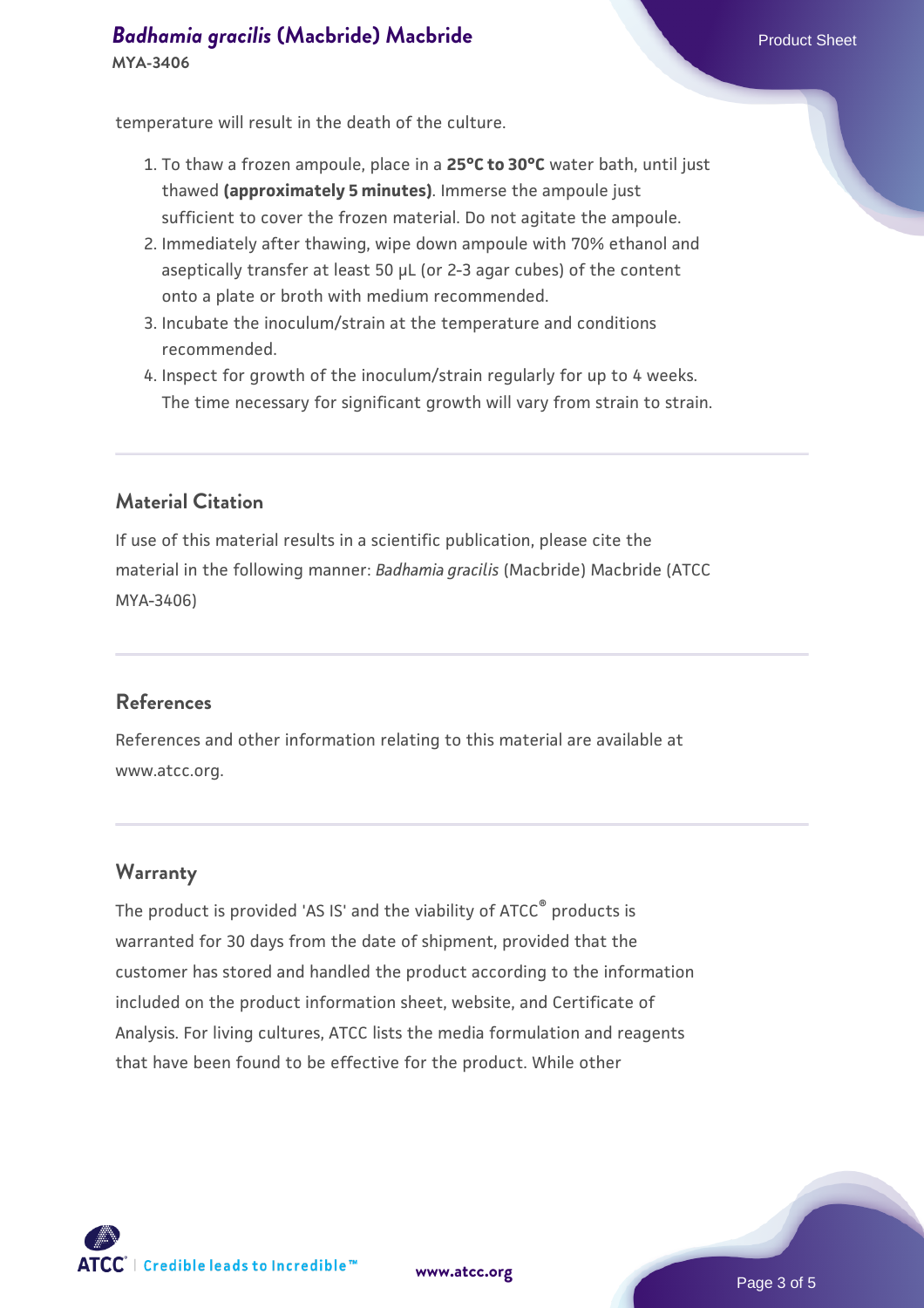temperature will result in the death of the culture.

1. To thaw a frozen ampoule, place in a **25°C to 30°C** water bath, until just thawed **(approximately 5 minutes)**. Immerse the ampoule just sufficient to cover the frozen material. Do not agitate the ampoule.
2. Immediately after thawing, wipe down ampoule with 70% ethanol and aseptically transfer at least 50 µL (or 2-3 agar cubes) of the content onto a plate or broth with medium recommended.
3. Incubate the inoculum/strain at the temperature and conditions recommended.
4. Inspect for growth of the inoculum/strain regularly for up to 4 weeks. The time necessary for significant growth will vary from strain to strain.

## Material Citation

If use of this material results in a scientific publication, please cite the material in the following manner: *Badhamia gracilis* (Macbride) Macbride (ATCC MYA-3406)

## References

References and other information relating to this material are available at www.atcc.org.

## Warranty

The product is provided 'AS IS' and the viability of ATCC® products is warranted for 30 days from the date of shipment, provided that the customer has stored and handled the product according to the information included on the product information sheet, website, and Certificate of Analysis. For living cultures, ATCC lists the media formulation and reagents that have been found to be effective for the product. While other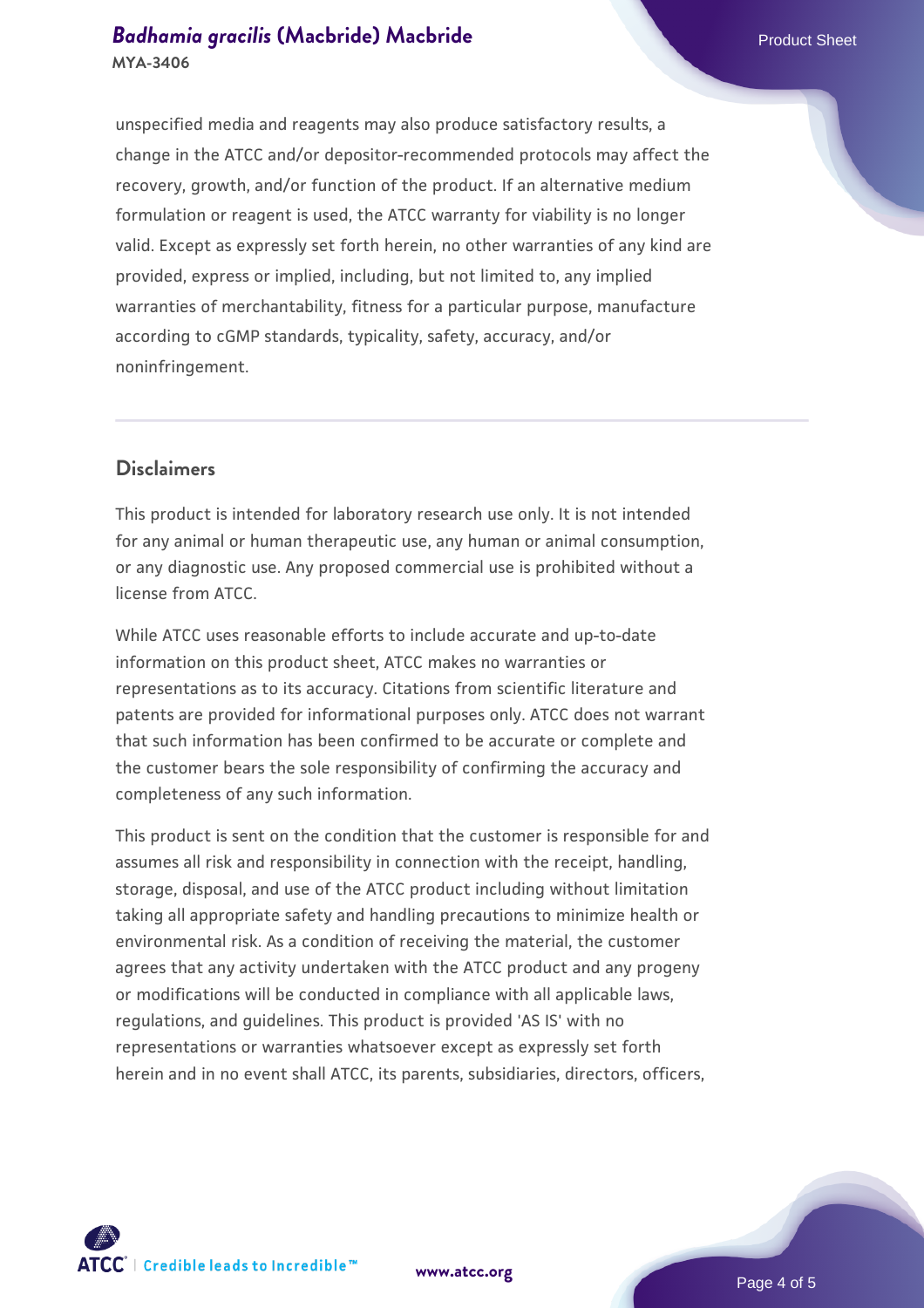unspecified media and reagents may also produce satisfactory results, a change in the ATCC and/or depositor-recommended protocols may affect the recovery, growth, and/or function of the product. If an alternative medium formulation or reagent is used, the ATCC warranty for viability is no longer valid. Except as expressly set forth herein, no other warranties of any kind are provided, express or implied, including, but not limited to, any implied warranties of merchantability, fitness for a particular purpose, manufacture according to cGMP standards, typicality, safety, accuracy, and/or noninfringement.

## Disclaimers

This product is intended for laboratory research use only. It is not intended for any animal or human therapeutic use, any human or animal consumption, or any diagnostic use. Any proposed commercial use is prohibited without a license from ATCC.

While ATCC uses reasonable efforts to include accurate and up-to-date information on this product sheet, ATCC makes no warranties or representations as to its accuracy. Citations from scientific literature and patents are provided for informational purposes only. ATCC does not warrant that such information has been confirmed to be accurate or complete and the customer bears the sole responsibility of confirming the accuracy and completeness of any such information.

This product is sent on the condition that the customer is responsible for and assumes all risk and responsibility in connection with the receipt, handling, storage, disposal, and use of the ATCC product including without limitation taking all appropriate safety and handling precautions to minimize health or environmental risk. As a condition of receiving the material, the customer agrees that any activity undertaken with the ATCC product and any progeny or modifications will be conducted in compliance with all applicable laws, regulations, and guidelines. This product is provided 'AS IS' with no representations or warranties whatsoever except as expressly set forth herein and in no event shall ATCC, its parents, subsidiaries, directors, officers,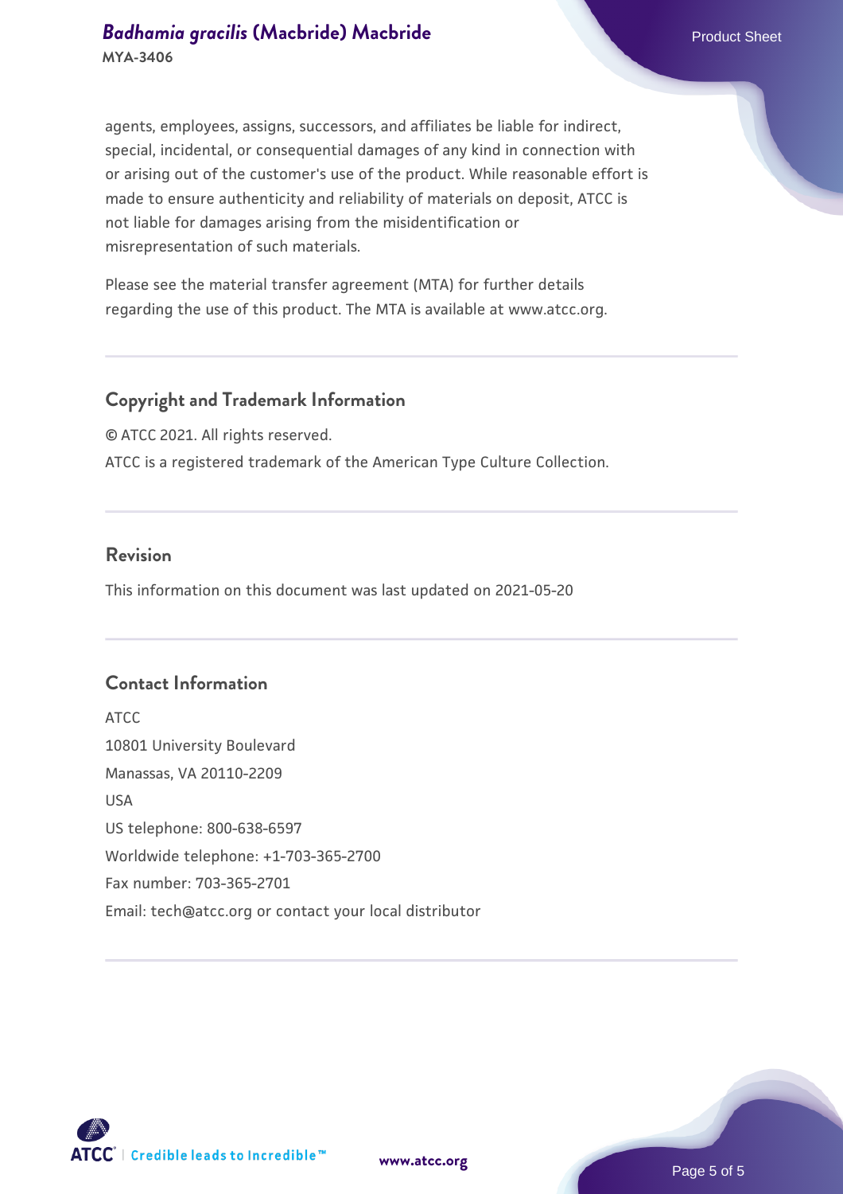agents, employees, assigns, successors, and affiliates be liable for indirect, special, incidental, or consequential damages of any kind in connection with or arising out of the customer's use of the product. While reasonable effort is made to ensure authenticity and reliability of materials on deposit, ATCC is not liable for damages arising from the misidentification or misrepresentation of such materials.

Please see the material transfer agreement (MTA) for further details regarding the use of this product. The MTA is available at www.atcc.org.

## Copyright and Trademark Information

© ATCC 2021. All rights reserved.

ATCC is a registered trademark of the American Type Culture Collection.

## Revision

This information on this document was last updated on 2021-05-20

## Contact Information

ATCC
10801 University Boulevard
Manassas, VA 20110-2209
USA
US telephone: 800-638-6597
Worldwide telephone: +1-703-365-2700
Fax number: 703-365-2701
Email: tech@atcc.org or contact your local distributor